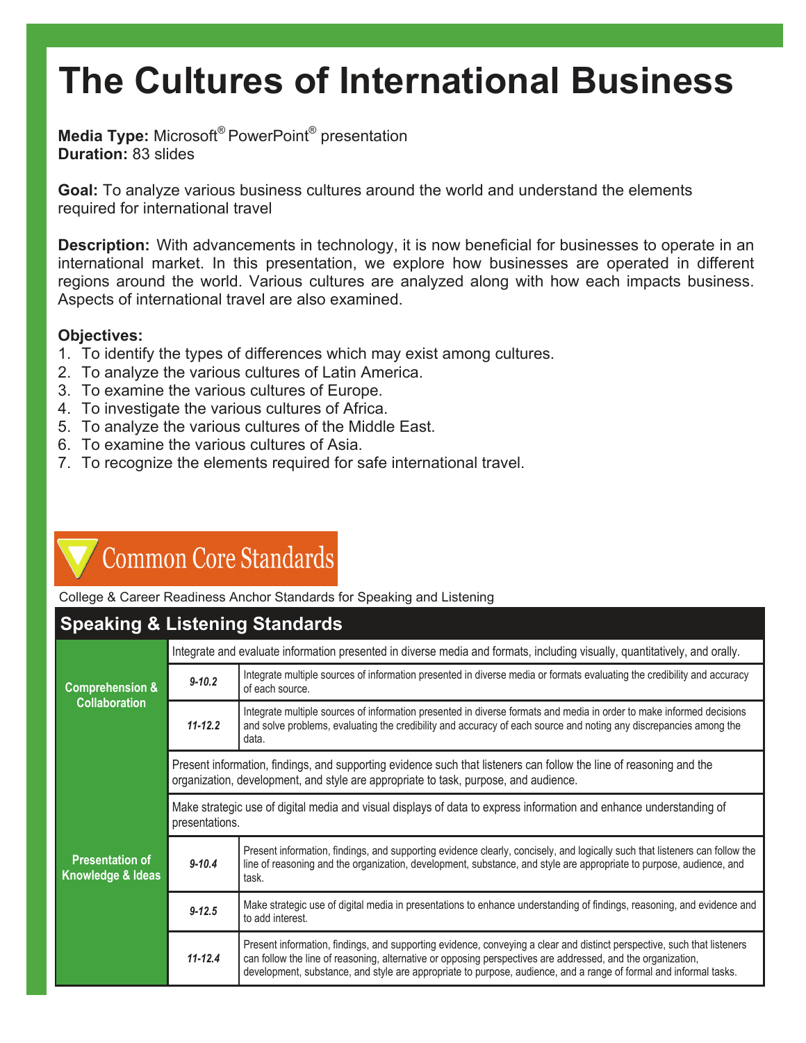# The Cultures of International Business

**Media Type:** Microsoft® PowerPoint® presentation
**Duration:** 83 slides

**Goal:** To analyze various business cultures around the world and understand the elements required for international travel

**Description:** With advancements in technology, it is now beneficial for businesses to operate in an international market. In this presentation, we explore how businesses are operated in different regions around the world. Various cultures are analyzed along with how each impacts business. Aspects of international travel are also examined.

**Objectives:**

1. To identify the types of differences which may exist among cultures.
2. To analyze the various cultures of Latin America.
3. To examine the various cultures of Europe.
4. To investigate the various cultures of Africa.
5. To analyze the various cultures of the Middle East.
6. To examine the various cultures of Asia.
7. To recognize the elements required for safe international travel.

## Common Core Standards

College & Career Readiness Anchor Standards for Speaking and Listening

### Speaking & Listening Standards

| | | |
|---|---|---|
| **Comprehension & Collaboration** | Integrate and evaluate information presented in diverse media and formats, including visually, quantitatively, and orally. | |
| | *9-10.2* | Integrate multiple sources of information presented in diverse media or formats evaluating the credibility and accuracy of each source. |
| | *11-12.2* | Integrate multiple sources of information presented in diverse formats and media in order to make informed decisions and solve problems, evaluating the credibility and accuracy of each source and noting any discrepancies among the data. |
| **Presentation of Knowledge & Ideas** | Present information, findings, and supporting evidence such that listeners can follow the line of reasoning and the organization, development, and style are appropriate to task, purpose, and audience. | |
| | Make strategic use of digital media and visual displays of data to express information and enhance understanding of presentations. | |
| | *9-10.4* | Present information, findings, and supporting evidence clearly, concisely, and logically such that listeners can follow the line of reasoning and the organization, development, substance, and style are appropriate to purpose, audience, and task. |
| | *9-12.5* | Make strategic use of digital media in presentations to enhance understanding of findings, reasoning, and evidence and to add interest. |
| | *11-12.4* | Present information, findings, and supporting evidence, conveying a clear and distinct perspective, such that listeners can follow the line of reasoning, alternative or opposing perspectives are addressed, and the organization, development, substance, and style are appropriate to purpose, audience, and a range of formal and informal tasks. |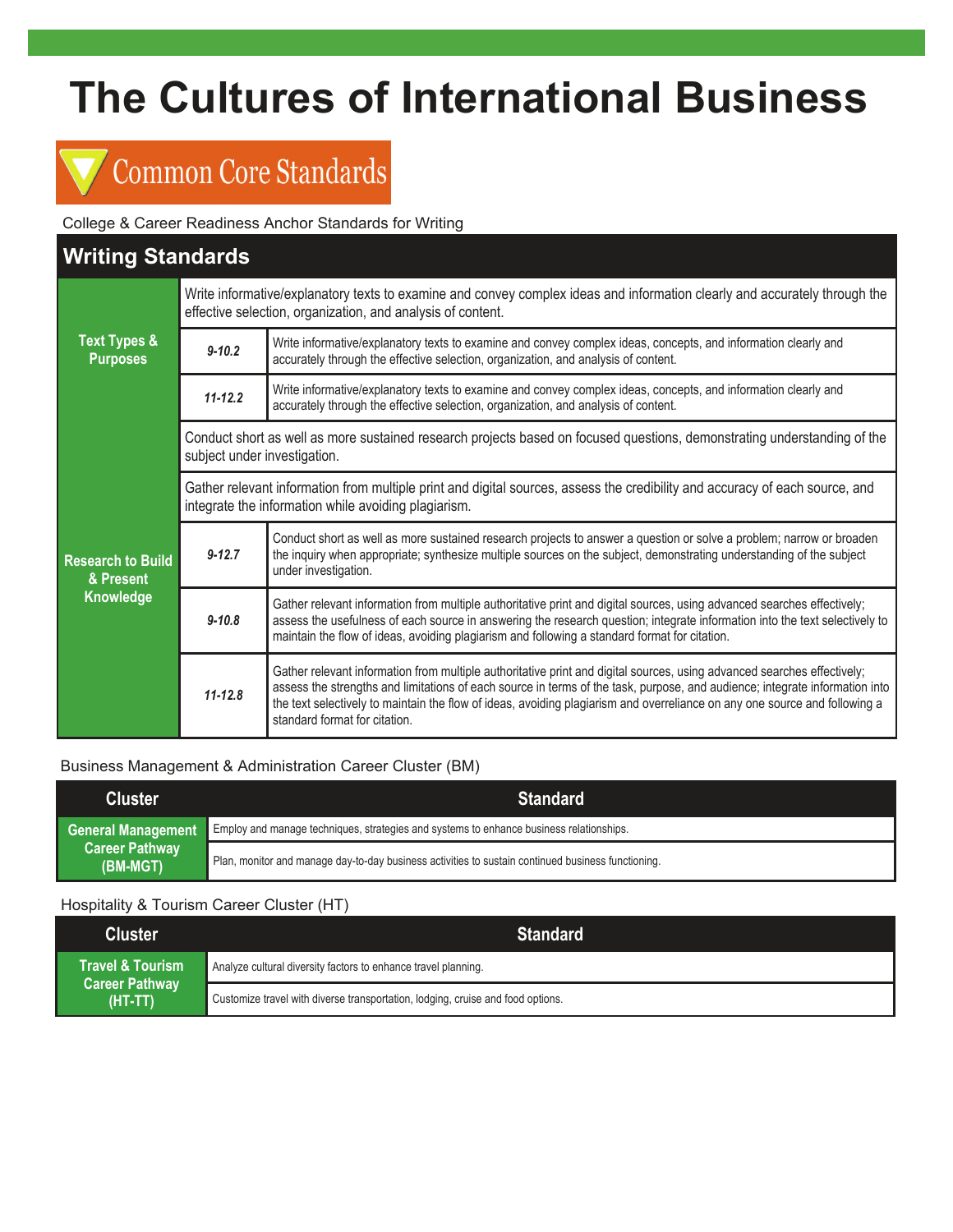# The Cultures of International Business

## Common Core Standards

College & Career Readiness Anchor Standards for Writing

### Writing Standards

| Category | Grade | Standard |
| --- | --- | --- |
| **Text Types & Purposes** | | Write informative/explanatory texts to examine and convey complex ideas and information clearly and accurately through the effective selection, organization, and analysis of content. |
| | *9-10.2* | Write informative/explanatory texts to examine and convey complex ideas, concepts, and information clearly and accurately through the effective selection, organization, and analysis of content. |
| | *11-12.2* | Write informative/explanatory texts to examine and convey complex ideas, concepts, and information clearly and accurately through the effective selection, organization, and analysis of content. |
| **Research to Build & Present Knowledge** | | Conduct short as well as more sustained research projects based on focused questions, demonstrating understanding of the subject under investigation. |
| | | Gather relevant information from multiple print and digital sources, assess the credibility and accuracy of each source, and integrate the information while avoiding plagiarism. |
| | *9-12.7* | Conduct short as well as more sustained research projects to answer a question or solve a problem; narrow or broaden the inquiry when appropriate; synthesize multiple sources on the subject, demonstrating understanding of the subject under investigation. |
| | *9-10.8* | Gather relevant information from multiple authoritative print and digital sources, using advanced searches effectively; assess the usefulness of each source in answering the research question; integrate information into the text selectively to maintain the flow of ideas, avoiding plagiarism and following a standard format for citation. |
| | *11-12.8* | Gather relevant information from multiple authoritative print and digital sources, using advanced searches effectively; assess the strengths and limitations of each source in terms of the task, purpose, and audience; integrate information into the text selectively to maintain the flow of ideas, avoiding plagiarism and overreliance on any one source and following a standard format for citation. |

Business Management & Administration Career Cluster (BM)

| Cluster | Standard |
| --- | --- |
| **General Management Career Pathway (BM-MGT)** | Employ and manage techniques, strategies and systems to enhance business relationships. |
| | Plan, monitor and manage day-to-day business activities to sustain continued business functioning. |

Hospitality & Tourism Career Cluster (HT)

| Cluster | Standard |
| --- | --- |
| **Travel & Tourism Career Pathway (HT-TT)** | Analyze cultural diversity factors to enhance travel planning. |
| | Customize travel with diverse transportation, lodging, cruise and food options. |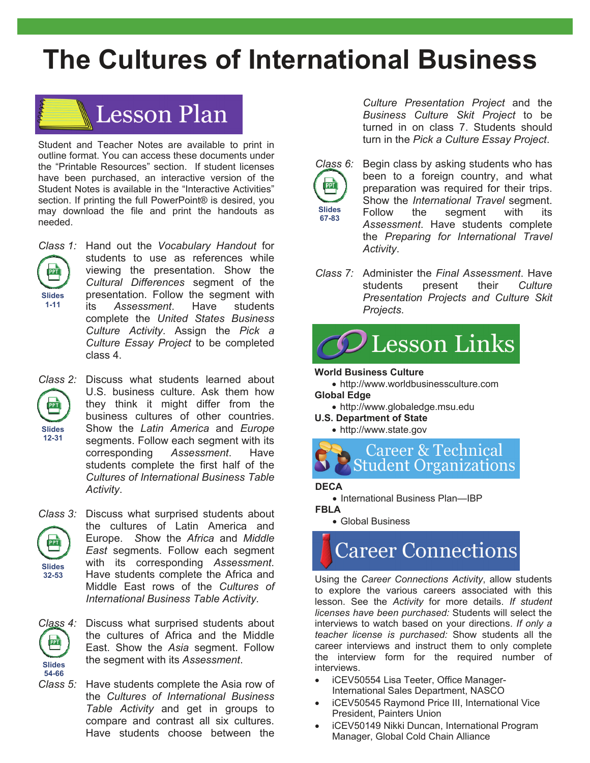# The Cultures of International Business

## Lesson Plan

Student and Teacher Notes are available to print in outline format. You can access these documents under the "Printable Resources" section. If student licenses have been purchased, an interactive version of the Student Notes is available in the "Interactive Activities" section. If printing the full PowerPoint® is desired, you may download the file and print the handouts as needed.

*Class 1:* (Slides 1-11) Hand out the *Vocabulary Handout* for students to use as references while viewing the presentation. Show the *Cultural Differences* segment of the presentation. Follow the segment with its *Assessment*. Have students complete the *United States Business Culture Activity*. Assign the *Pick a Culture Essay Project* to be completed class 4.

*Class 2:* (Slides 12-31) Discuss what students learned about U.S. business culture. Ask them how they think it might differ from the business cultures of other countries. Show the *Latin America* and *Europe* segments. Follow each segment with its corresponding *Assessment*. Have students complete the first half of the *Cultures of International Business Table Activity*.

*Class 3:* (Slides 32-53) Discuss what surprised students about the cultures of Latin America and Europe. Show the *Africa* and *Middle East* segments. Follow each segment with its corresponding *Assessment*. Have students complete the Africa and Middle East rows of the *Cultures of International Business Table Activity*.

*Class 4:* (Slides 54-66) Discuss what surprised students about the cultures of Africa and the Middle East. Show the *Asia* segment. Follow the segment with its *Assessment*.

*Class 5:* Have students complete the Asia row of the *Cultures of International Business Table Activity* and get in groups to compare and contrast all six cultures. Have students choose between the *Culture Presentation Project* and the *Business Culture Skit Project* to be turned in on class 7. Students should turn in the *Pick a Culture Essay Project*.

*Class 6:* (Slides 67-83) Begin class by asking students who has been to a foreign country, and what preparation was required for their trips. Show the *International Travel* segment. Follow the segment with its *Assessment*. Have students complete the *Preparing for International Travel Activity*.

*Class 7:* Administer the *Final Assessment*. Have students present their *Culture Presentation Projects and Culture Skit Projects*.

## Lesson Links

**World Business Culture**
- http://www.worldbusinessculture.com

**Global Edge**
- http://www.globaledge.msu.edu

**U.S. Department of State**
- http://www.state.gov

## Career & Technical Student Organizations

**DECA**
- International Business Plan—IBP

**FBLA**
- Global Business

## Career Connections

Using the *Career Connections Activity*, allow students to explore the various careers associated with this lesson. See the *Activity* for more details. *If student licenses have been purchased:* Students will select the interviews to watch based on your directions. *If only a teacher license is purchased:* Show students all the career interviews and instruct them to only complete the interview form for the required number of interviews.

- iCEV50554 Lisa Teeter, Office Manager-International Sales Department, NASCO
- iCEV50545 Raymond Price III, International Vice President, Painters Union
- iCEV50149 Nikki Duncan, International Program Manager, Global Cold Chain Alliance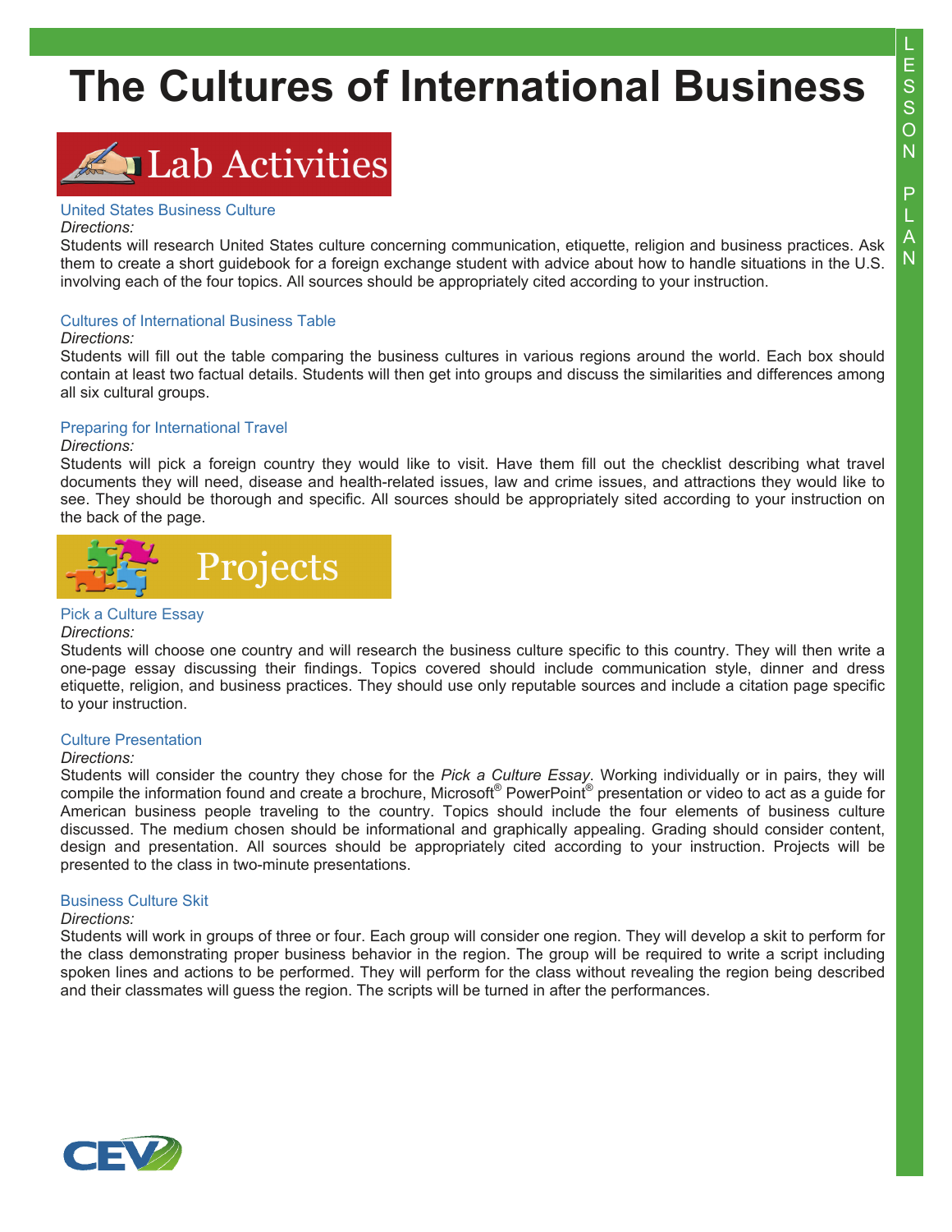# The Cultures of International Business

## Lab Activities

### United States Business Culture

*Directions:*

Students will research United States culture concerning communication, etiquette, religion and business practices. Ask them to create a short guidebook for a foreign exchange student with advice about how to handle situations in the U.S. involving each of the four topics. All sources should be appropriately cited according to your instruction.

### Cultures of International Business Table

*Directions:*

Students will fill out the table comparing the business cultures in various regions around the world. Each box should contain at least two factual details. Students will then get into groups and discuss the similarities and differences among all six cultural groups.

### Preparing for International Travel

*Directions:*

Students will pick a foreign country they would like to visit. Have them fill out the checklist describing what travel documents they will need, disease and health-related issues, law and crime issues, and attractions they would like to see. They should be thorough and specific. All sources should be appropriately sited according to your instruction on the back of the page.

## Projects

### Pick a Culture Essay

*Directions:*

Students will choose one country and will research the business culture specific to this country. They will then write a one-page essay discussing their findings. Topics covered should include communication style, dinner and dress etiquette, religion, and business practices. They should use only reputable sources and include a citation page specific to your instruction.

### Culture Presentation

*Directions:*

Students will consider the country they chose for the *Pick a Culture Essay*. Working individually or in pairs, they will compile the information found and create a brochure, Microsoft® PowerPoint® presentation or video to act as a guide for American business people traveling to the country. Topics should include the four elements of business culture discussed. The medium chosen should be informational and graphically appealing. Grading should consider content, design and presentation. All sources should be appropriately cited according to your instruction. Projects will be presented to the class in two-minute presentations.

### Business Culture Skit

*Directions:*

Students will work in groups of three or four. Each group will consider one region. They will develop a skit to perform for the class demonstrating proper business behavior in the region. The group will be required to write a script including spoken lines and actions to be performed. They will perform for the class without revealing the region being described and their classmates will guess the region. The scripts will be turned in after the performances.